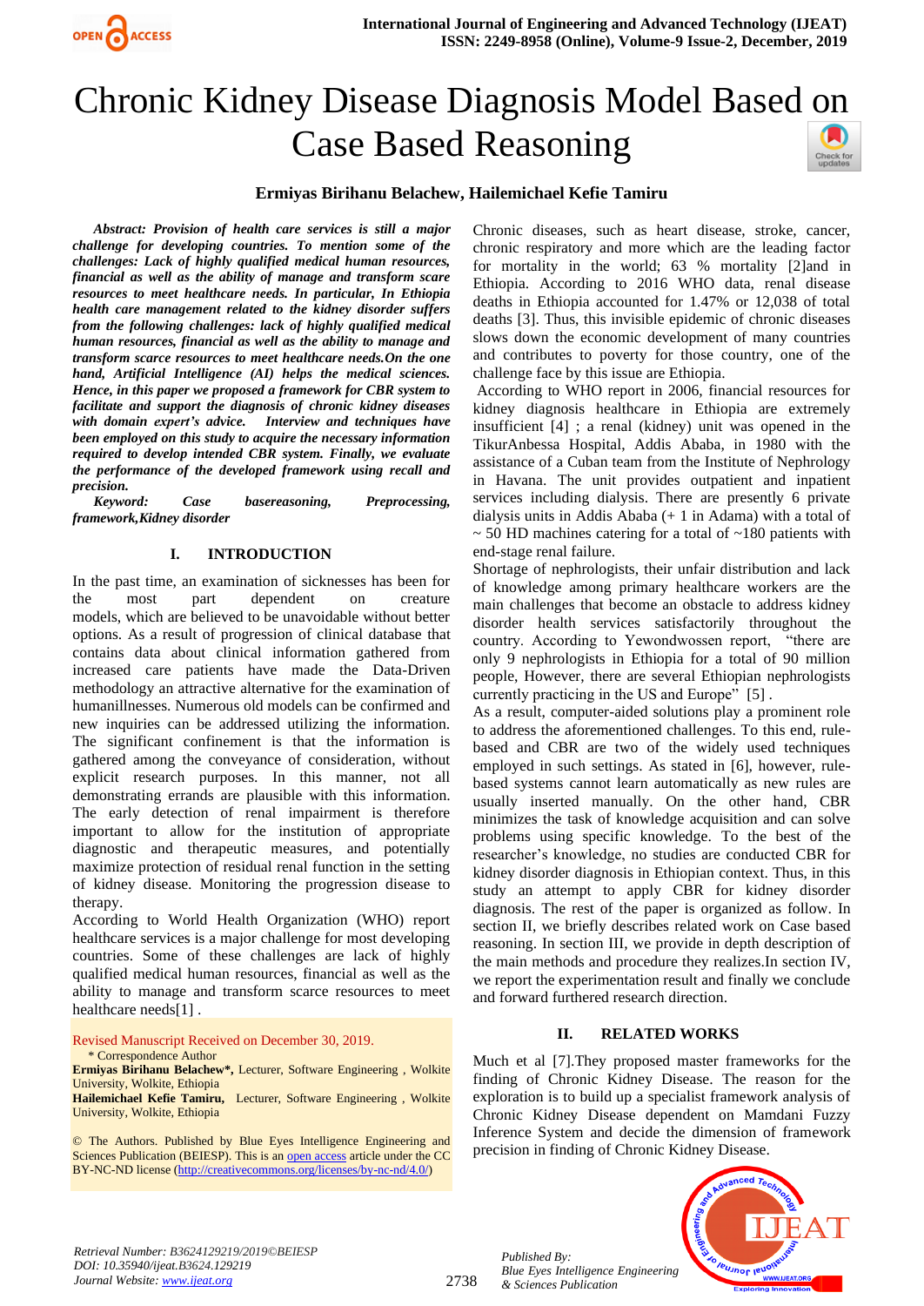# Chronic Kidney Disease Diagnosis Model Based on Case Based Reasoning

**Ermiyas Birihanu Belachew, Hailemichael Kefie Tamiru**

***Abstract: Provision of health care services is still a major challenge for developing countries. To mention some of the challenges: Lack of highly qualified medical human resources, financial as well as the ability of manage and transform scare resources to meet healthcare needs. In particular, In Ethiopia health care management related to the kidney disorder suffers from the following challenges: lack of highly qualified medical human resources, financial as well as the ability to manage and transform scarce resources to meet healthcare needs.On the one hand, Artificial Intelligence (AI) helps the medical sciences. Hence, in this paper we proposed a framework for CBR system to facilitate and support the diagnosis of chronic kidney diseases with domain expert's advice. Interview and techniques have been employed on this study to acquire the necessary information required to develop intended CBR system. Finally, we evaluate the performance of the developed framework using recall and precision.***

***Keyword: Case basereasoning, Preprocessing, framework,Kidney disorder***

## I. INTRODUCTION

In the past time, an examination of sicknesses has been for the most part dependent on creature models, which are believed to be unavoidable without better options. As a result of progression of clinical database that contains data about clinical information gathered from increased care patients have made the Data-Driven methodology an attractive alternative for the examination of humanillnesses. Numerous old models can be confirmed and new inquiries can be addressed utilizing the information. The significant confinement is that the information is gathered among the conveyance of consideration, without explicit research purposes. In this manner, not all demonstrating errands are plausible with this information. The early detection of renal impairment is therefore important to allow for the institution of appropriate diagnostic and therapeutic measures, and potentially maximize protection of residual renal function in the setting of kidney disease. Monitoring the progression disease to therapy.

According to World Health Organization (WHO) report healthcare services is a major challenge for most developing countries. Some of these challenges are lack of highly qualified medical human resources, financial as well as the ability to manage and transform scarce resources to meet healthcare needs[1] .

Chronic diseases, such as heart disease, stroke, cancer, chronic respiratory and more which are the leading factor for mortality in the world; 63 % mortality [2]and in Ethiopia. According to 2016 WHO data, renal disease deaths in Ethiopia accounted for 1.47% or 12,038 of total deaths [3]. Thus, this invisible epidemic of chronic diseases slows down the economic development of many countries and contributes to poverty for those country, one of the challenge face by this issue are Ethiopia.

According to WHO report in 2006, financial resources for kidney diagnosis healthcare in Ethiopia are extremely insufficient [4] ; a renal (kidney) unit was opened in the TikurAnbessa Hospital, Addis Ababa, in 1980 with the assistance of a Cuban team from the Institute of Nephrology in Havana. The unit provides outpatient and inpatient services including dialysis. There are presently 6 private dialysis units in Addis Ababa (+ 1 in Adama) with a total of ~ 50 HD machines catering for a total of ~180 patients with end-stage renal failure.

Shortage of nephrologists, their unfair distribution and lack of knowledge among primary healthcare workers are the main challenges that become an obstacle to address kidney disorder health services satisfactorily throughout the country. According to Yewondwossen report, "there are only 9 nephrologists in Ethiopia for a total of 90 million people, However, there are several Ethiopian nephrologists currently practicing in the US and Europe" [5] .

As a result, computer-aided solutions play a prominent role to address the aforementioned challenges. To this end, rule-based and CBR are two of the widely used techniques employed in such settings. As stated in [6], however, rule-based systems cannot learn automatically as new rules are usually inserted manually. On the other hand, CBR minimizes the task of knowledge acquisition and can solve problems using specific knowledge. To the best of the researcher's knowledge, no studies are conducted CBR for kidney disorder diagnosis in Ethiopian context. Thus, in this study an attempt to apply CBR for kidney disorder diagnosis. The rest of the paper is organized as follow. In section II, we briefly describes related work on Case based reasoning. In section III, we provide in depth description of the main methods and procedure they realizes.In section IV, we report the experimentation result and finally we conclude and forward furthered research direction.

## II. RELATED WORKS

Much et al [7].They proposed master frameworks for the finding of Chronic Kidney Disease. The reason for the exploration is to build up a specialist framework analysis of Chronic Kidney Disease dependent on Mamdani Fuzzy Inference System and decide the dimension of framework precision in finding of Chronic Kidney Disease.

Revised Manuscript Received on December 30, 2019.

\* Correspondence Author

**Ermiyas Birihanu Belachew\***, Lecturer, Software Engineering , Wolkite University, Wolkite, Ethiopia

**Hailemichael Kefie Tamiru**, Lecturer, Software Engineering , Wolkite University, Wolkite, Ethiopia

© The Authors. Published by Blue Eyes Intelligence Engineering and Sciences Publication (BEIESP). This is an open access article under the CC BY-NC-ND license (http://creativecommons.org/licenses/by-nc-nd/4.0/)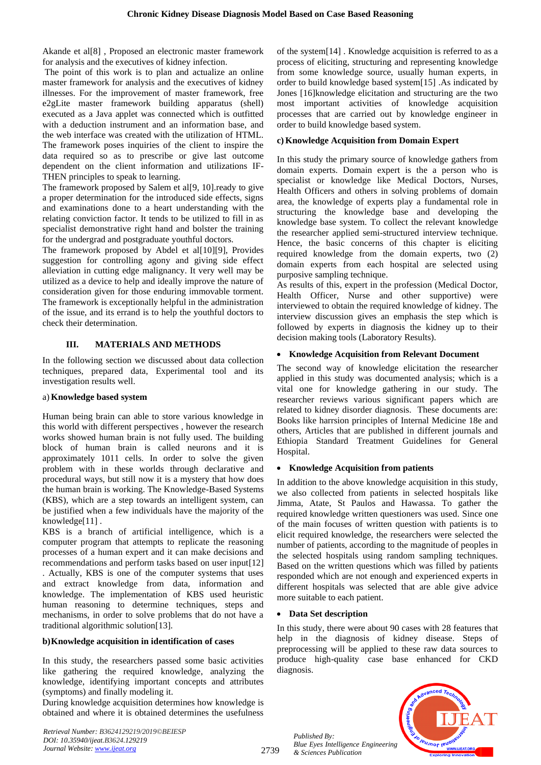Akande et al[8] , Proposed an electronic master framework for analysis and the executives of kidney infection.

The point of this work is to plan and actualize an online master framework for analysis and the executives of kidney illnesses. For the improvement of master framework, free e2gLite master framework building apparatus (shell) executed as a Java applet was connected which is outfitted with a deduction instrument and an information base, and the web interface was created with the utilization of HTML. The framework poses inquiries of the client to inspire the data required so as to prescribe or give last outcome dependent on the client information and utilizations IF-THEN principles to speak to learning.

The framework proposed by Salem et al[9, 10].ready to give a proper determination for the introduced side effects, signs and examinations done to a heart understanding with the relating conviction factor. It tends to be utilized to fill in as specialist demonstrative right hand and bolster the training for the undergrad and postgraduate youthful doctors.

The framework proposed by Abdel et al[10][9], Provides suggestion for controlling agony and giving side effect alleviation in cutting edge malignancy. It very well may be utilized as a device to help and ideally improve the nature of consideration given for those enduring immovable torment. The framework is exceptionally helpful in the administration of the issue, and its errand is to help the youthful doctors to check their determination.

## III. MATERIALS AND METHODS

In the following section we discussed about data collection techniques, prepared data, Experimental tool and its investigation results well.

### a) Knowledge based system

Human being brain can able to store various knowledge in this world with different perspectives , however the research works showed human brain is not fully used. The building block of human brain is called neurons and it is approximately 1011 cells. In order to solve the given problem with in these worlds through declarative and procedural ways, but still now it is a mystery that how does the human brain is working. The Knowledge-Based Systems (KBS), which are a step towards an intelligent system, can be justified when a few individuals have the majority of the knowledge[11] .

KBS is a branch of artificial intelligence, which is a computer program that attempts to replicate the reasoning processes of a human expert and it can make decisions and recommendations and perform tasks based on user input[12] . Actually, KBS is one of the computer systems that uses and extract knowledge from data, information and knowledge. The implementation of KBS used heuristic human reasoning to determine techniques, steps and mechanisms, in order to solve problems that do not have a traditional algorithmic solution[13].

### b) Knowledge acquisition in identification of cases

In this study, the researchers passed some basic activities like gathering the required knowledge, analyzing the knowledge, identifying important concepts and attributes (symptoms) and finally modeling it.

During knowledge acquisition determines how knowledge is obtained and where it is obtained determines the usefulness of the system[14] . Knowledge acquisition is referred to as a process of eliciting, structuring and representing knowledge from some knowledge source, usually human experts, in order to build knowledge based system[15] .As indicated by Jones [16]knowledge elicitation and structuring are the two most important activities of knowledge acquisition processes that are carried out by knowledge engineer in order to build knowledge based system.

### c) Knowledge Acquisition from Domain Expert

In this study the primary source of knowledge gathers from domain experts. Domain expert is the a person who is specialist or knowledge like Medical Doctors, Nurses, Health Officers and others in solving problems of domain area, the knowledge of experts play a fundamental role in structuring the knowledge base and developing the knowledge base system. To collect the relevant knowledge the researcher applied semi-structured interview technique. Hence, the basic concerns of this chapter is eliciting required knowledge from the domain experts, two (2) domain experts from each hospital are selected using purposive sampling technique.

As results of this, expert in the profession (Medical Doctor, Health Officer, Nurse and other supportive) were interviewed to obtain the required knowledge of kidney. The interview discussion gives an emphasis the step which is followed by experts in diagnosis the kidney up to their decision making tools (Laboratory Results).

- **Knowledge Acquisition from Relevant Document**

The second way of knowledge elicitation the researcher applied in this study was documented analysis; which is a vital one for knowledge gathering in our study. The researcher reviews various significant papers which are related to kidney disorder diagnosis. These documents are: Books like harrsion principles of Internal Medicine 18e and others, Articles that are published in different journals and Ethiopia Standard Treatment Guidelines for General Hospital.

- **Knowledge Acquisition from patients**

In addition to the above knowledge acquisition in this study, we also collected from patients in selected hospitals like Jimma, Atate, St Paulos and Hawassa. To gather the required knowledge written questioners was used. Since one of the main focuses of written question with patients is to elicit required knowledge, the researchers were selected the number of patients, according to the magnitude of peoples in the selected hospitals using random sampling techniques. Based on the written questions which was filled by patients responded which are not enough and experienced experts in different hospitals was selected that are able give advice more suitable to each patient.

- **Data Set description**

In this study, there were about 90 cases with 28 features that help in the diagnosis of kidney disease. Steps of preprocessing will be applied to these raw data sources to produce high-quality case base enhanced for CKD diagnosis.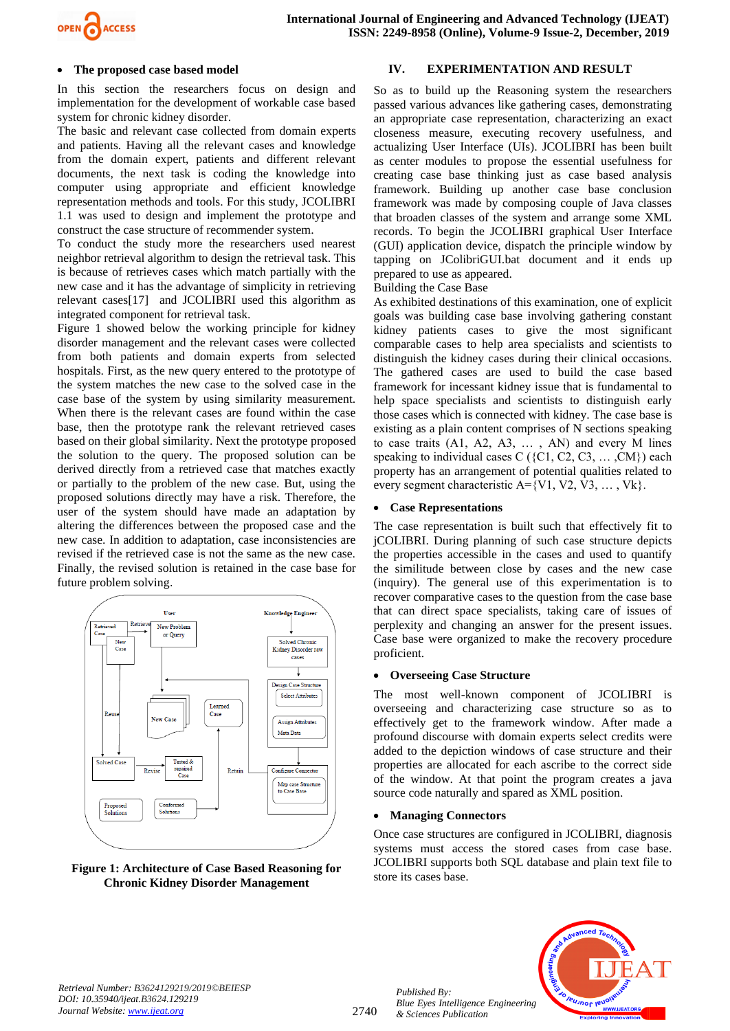- **The proposed case based model**

In this section the researchers focus on design and implementation for the development of workable case based system for chronic kidney disorder.

The basic and relevant case collected from domain experts and patients. Having all the relevant cases and knowledge from the domain expert, patients and different relevant documents, the next task is coding the knowledge into computer using appropriate and efficient knowledge representation methods and tools. For this study, JCOLIBRI 1.1 was used to design and implement the prototype and construct the case structure of recommender system.

To conduct the study more the researchers used nearest neighbor retrieval algorithm to design the retrieval task. This is because of retrieves cases which match partially with the new case and it has the advantage of simplicity in retrieving relevant cases[17] and JCOLIBRI used this algorithm as integrated component for retrieval task.

Figure 1 showed below the working principle for kidney disorder management and the relevant cases were collected from both patients and domain experts from selected hospitals. First, as the new query entered to the prototype of the system matches the new case to the solved case in the case base of the system by using similarity measurement. When there is the relevant cases are found within the case base, then the prototype rank the relevant retrieved cases based on their global similarity. Next the prototype proposed the solution to the query. The proposed solution can be derived directly from a retrieved case that matches exactly or partially to the problem of the new case. But, using the proposed solutions directly may have a risk. Therefore, the user of the system should have made an adaptation by altering the differences between the proposed case and the new case. In addition to adaptation, case inconsistencies are revised if the retrieved case is not the same as the new case. Finally, the revised solution is retained in the case base for future problem solving.

**Figure 1: Architecture of Case Based Reasoning for Chronic Kidney Disorder Management**

## IV. EXPERIMENTATION AND RESULT

So as to build up the Reasoning system the researchers passed various advances like gathering cases, demonstrating an appropriate case representation, characterizing an exact closeness measure, executing recovery usefulness, and actualizing User Interface (UIs). JCOLIBRI has been built as center modules to propose the essential usefulness for creating case base thinking just as case based analysis framework. Building up another case base conclusion framework was made by composing couple of Java classes that broaden classes of the system and arrange some XML records. To begin the JCOLIBRI graphical User Interface (GUI) application device, dispatch the principle window by tapping on JColibriGUI.bat document and it ends up prepared to use as appeared.

Building the Case Base

As exhibited destinations of this examination, one of explicit goals was building case base involving gathering constant kidney patients cases to give the most significant comparable cases to help area specialists and scientists to distinguish the kidney cases during their clinical occasions. The gathered cases are used to build the case based framework for incessant kidney issue that is fundamental to help space specialists and scientists to distinguish early those cases which is connected with kidney. The case base is existing as a plain content comprises of N sections speaking to case traits (A1, A2, A3, … , AN) and every M lines speaking to individual cases C ({C1, C2, C3, … ,CM}) each property has an arrangement of potential qualities related to every segment characteristic A={V1, V2, V3, … , Vk}.

- **Case Representations**

The case representation is built such that effectively fit to jCOLIBRI. During planning of such case structure depicts the properties accessible in the cases and used to quantify the similitude between close by cases and the new case (inquiry). The general use of this experimentation is to recover comparative cases to the question from the case base that can direct space specialists, taking care of issues of perplexity and changing an answer for the present issues. Case base were organized to make the recovery procedure proficient.

- **Overseeing Case Structure**

The most well-known component of JCOLIBRI is overseeing and characterizing case structure so as to effectively get to the framework window. After made a profound discourse with domain experts select credits were added to the depiction windows of case structure and their properties are allocated for each ascribe to the correct side of the window. At that point the program creates a java source code naturally and spared as XML position.

- **Managing Connectors**

Once case structures are configured in JCOLIBRI, diagnosis systems must access the stored cases from case base. JCOLIBRI supports both SQL database and plain text file to store its cases base.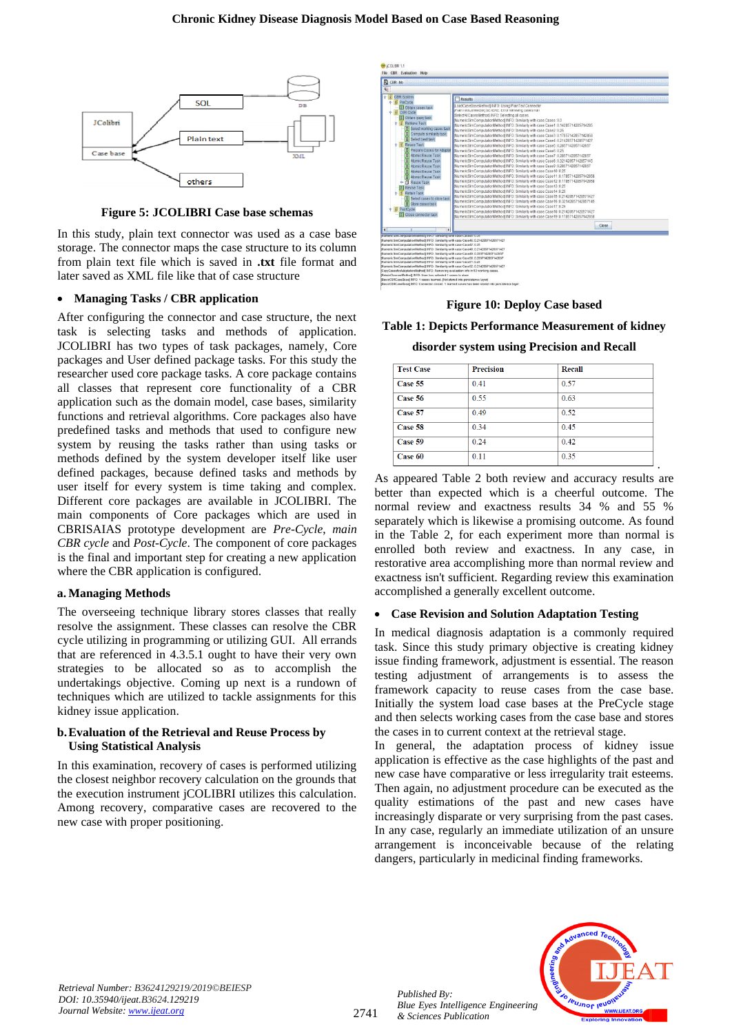Figure 5: JCOLIBRI Case base schemas

In this study, plain text connector was used as a case base storage. The connector maps the case structure to its column from plain text file which is saved in **.txt** file format and later saved as XML file like that of case structure

- **Managing Tasks / CBR application**

After configuring the connector and case structure, the next task is selecting tasks and methods of application. JCOLIBRI has two types of task packages, namely, Core packages and User defined package tasks. For this study the researcher used core package tasks. A core package contains all classes that represent core functionality of a CBR application such as the domain model, case bases, similarity functions and retrieval algorithms. Core packages also have predefined tasks and methods that used to configure new system by reusing the tasks rather than using tasks or methods defined by the system developer itself like user defined packages, because defined tasks and methods by user itself for every system is time taking and complex. Different core packages are available in JCOLIBRI. The main components of Core packages which are used in CBRISAIAS prototype development are *Pre-Cycle*, *main CBR cycle* and *Post-Cycle*. The component of core packages is the final and important step for creating a new application where the CBR application is configured.

### a. Managing Methods

The overseeing technique library stores classes that really resolve the assignment. These classes can resolve the CBR cycle utilizing in programming or utilizing GUI. All errands that are referenced in 4.3.5.1 ought to have their very own strategies to be allocated so as to accomplish the undertakings objective. Coming up next is a rundown of techniques which are utilized to tackle assignments for this kidney issue application.

### b. Evaluation of the Retrieval and Reuse Process by Using Statistical Analysis

In this examination, recovery of cases is performed utilizing the closest neighbor recovery calculation on the grounds that the execution instrument jCOLIBRI utilizes this calculation. Among recovery, comparative cases are recovered to the new case with proper positioning.

Figure 10: Deploy Case based

**Table 1: Depicts Performance Measurement of kidney disorder system using Precision and Recall**

| Test Case | Precision | Recall |
|---|---|---|
| Case 55 | 0.41 | 0.57 |
| Case 56 | 0.55 | 0.63 |
| Case 57 | 0.49 | 0.52 |
| Case 58 | 0.34 | 0.45 |
| Case 59 | 0.24 | 0.42 |
| Case 60 | 0.11 | 0.35 |

As appeared Table 2 both review and accuracy results are better than expected which is a cheerful outcome. The normal review and exactness results 34 % and 55 % separately which is likewise a promising outcome. As found in the Table 2, for each experiment more than normal is enrolled both review and exactness. In any case, in restorative area accomplishing more than normal review and exactness isn't sufficient. Regarding review this examination accomplished a generally excellent outcome.

- **Case Revision and Solution Adaptation Testing**

In medical diagnosis adaptation is a commonly required task. Since this study primary objective is creating kidney issue finding framework, adjustment is essential. The reason for testing adjustment of arrangements is to assess the framework capacity to reuse cases from the case base. Initially the system load case bases at the PreCycle stage and then selects working cases from the case base and stores the cases in to current context at the retrieval stage.

In general, the adaptation process of kidney issue application is effective as the case highlights of the past and new case have comparative or less irregularity trait esteems. Then again, no adjustment procedure can be executed as the quality estimations of the past and new cases have increasingly disparate or very surprising from the past cases. In any case, regularly an immediate utilization of an unsure arrangement is inconceivable because of the relating dangers, particularly in medicinal finding frameworks.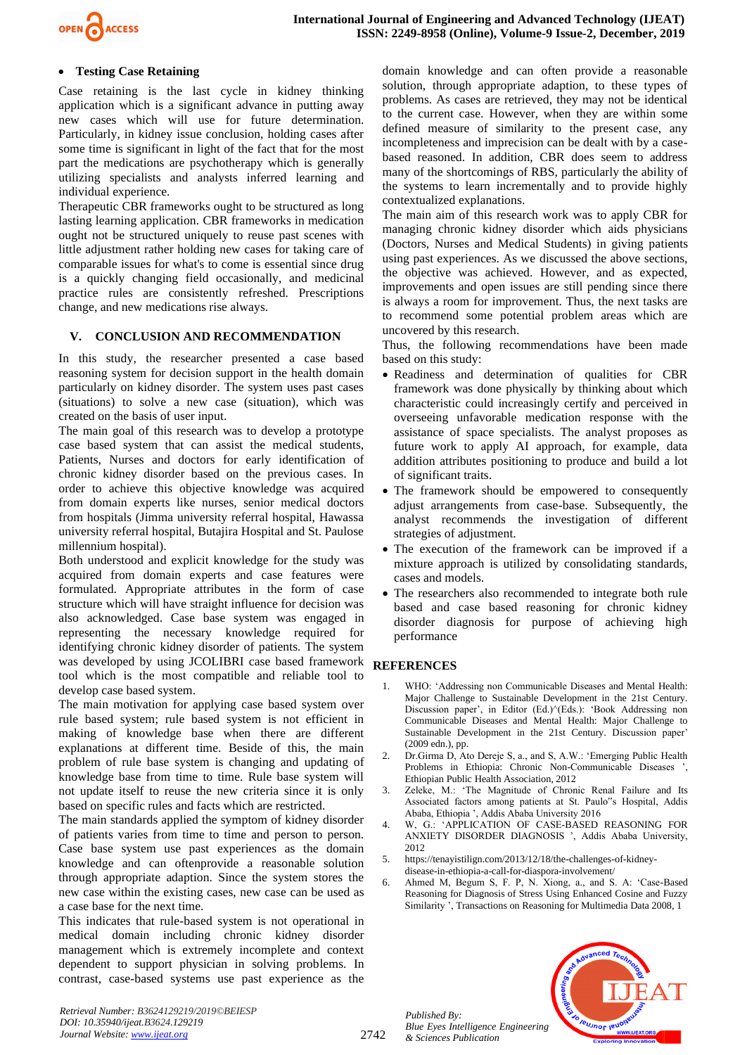- **Testing Case Retaining**

Case retaining is the last cycle in kidney thinking application which is a significant advance in putting away new cases which will use for future determination. Particularly, in kidney issue conclusion, holding cases after some time is significant in light of the fact that for the most part the medications are psychotherapy which is generally utilizing specialists and analysts inferred learning and individual experience.

Therapeutic CBR frameworks ought to be structured as long lasting learning application. CBR frameworks in medication ought not be structured uniquely to reuse past scenes with little adjustment rather holding new cases for taking care of comparable issues for what's to come is essential since drug is a quickly changing field occasionally, and medicinal practice rules are consistently refreshed. Prescriptions change, and new medications rise always.

## V. CONCLUSION AND RECOMMENDATION

In this study, the researcher presented a case based reasoning system for decision support in the health domain particularly on kidney disorder. The system uses past cases (situations) to solve a new case (situation), which was created on the basis of user input.

The main goal of this research was to develop a prototype case based system that can assist the medical students, Patients, Nurses and doctors for early identification of chronic kidney disorder based on the previous cases. In order to achieve this objective knowledge was acquired from domain experts like nurses, senior medical doctors from hospitals (Jimma university referral hospital, Hawassa university referral hospital, Butajira Hospital and St. Paulose millennium hospital).

Both understood and explicit knowledge for the study was acquired from domain experts and case features were formulated. Appropriate attributes in the form of case structure which will have straight influence for decision was also acknowledged. Case base system was engaged in representing the necessary knowledge required for identifying chronic kidney disorder of patients. The system was developed by using JCOLIBRI case based framework tool which is the most compatible and reliable tool to develop case based system.

The main motivation for applying case based system over rule based system; rule based system is not efficient in making of knowledge base when there are different explanations at different time. Beside of this, the main problem of rule base system is changing and updating of knowledge base from time to time. Rule base system will not update itself to reuse the new criteria since it is only based on specific rules and facts which are restricted.

The main standards applied the symptom of kidney disorder of patients varies from time to time and person to person. Case base system use past experiences as the domain knowledge and can oftenprovide a reasonable solution through appropriate adaption. Since the system stores the new case within the existing cases, new case can be used as a case base for the next time.

This indicates that rule-based system is not operational in medical domain including chronic kidney disorder management which is extremely incomplete and context dependent to support physician in solving problems. In contrast, case-based systems use past experience as the domain knowledge and can often provide a reasonable solution, through appropriate adaption, to these types of problems. As cases are retrieved, they may not be identical to the current case. However, when they are within some defined measure of similarity to the present case, any incompleteness and imprecision can be dealt with by a case-based reasoned. In addition, CBR does seem to address many of the shortcomings of RBS, particularly the ability of the systems to learn incrementally and to provide highly contextualized explanations.

The main aim of this research work was to apply CBR for managing chronic kidney disorder which aids physicians (Doctors, Nurses and Medical Students) in giving patients using past experiences. As we discussed the above sections, the objective was achieved. However, and as expected, improvements and open issues are still pending since there is always a room for improvement. Thus, the next tasks are to recommend some potential problem areas which are uncovered by this research.

Thus, the following recommendations have been made based on this study:

- Readiness and determination of qualities for CBR framework was done physically by thinking about which characteristic could increasingly certify and perceived in overseeing unfavorable medication response with the assistance of space specialists. The analyst proposes as future work to apply AI approach, for example, data addition attributes positioning to produce and build a lot of significant traits.
- The framework should be empowered to consequently adjust arrangements from case-base. Subsequently, the analyst recommends the investigation of different strategies of adjustment.
- The execution of the framework can be improved if a mixture approach is utilized by consolidating standards, cases and models.
- The researchers also recommended to integrate both rule based and case based reasoning for chronic kidney disorder diagnosis for purpose of achieving high performance

## REFERENCES

1. WHO: 'Addressing non Communicable Diseases and Mental Health: Major Challenge to Sustainable Development in the 21st Century. Discussion paper', in Editor (Ed.)^(Eds.): 'Book Addressing non Communicable Diseases and Mental Health: Major Challenge to Sustainable Development in the 21st Century. Discussion paper' (2009 edn.), pp.
2. Dr.Girma D, Ato Dereje S, a., and S, A.W.: 'Emerging Public Health Problems in Ethiopia: Chronic Non-Communicable Diseases ', Ethiopian Public Health Association, 2012
3. Zeleke, M.: 'The Magnitude of Chronic Renal Failure and Its Associated factors among patients at St. Paulo"s Hospital, Addis Ababa, Ethiopia ', Addis Ababa University 2016
4. W, G.: 'APPLICATION OF CASE-BASED REASONING FOR ANXIETY DISORDER DIAGNOSIS ', Addis Ababa University, 2012
5. https://tenayistilign.com/2013/12/18/the-challenges-of-kidney-disease-in-ethiopia-a-call-for-diaspora-involvement/
6. Ahmed M, Begum S, F. P, N. Xiong, a., and S. A: 'Case-Based Reasoning for Diagnosis of Stress Using Enhanced Cosine and Fuzzy Similarity ', Transactions on Reasoning for Multimedia Data 2008, 1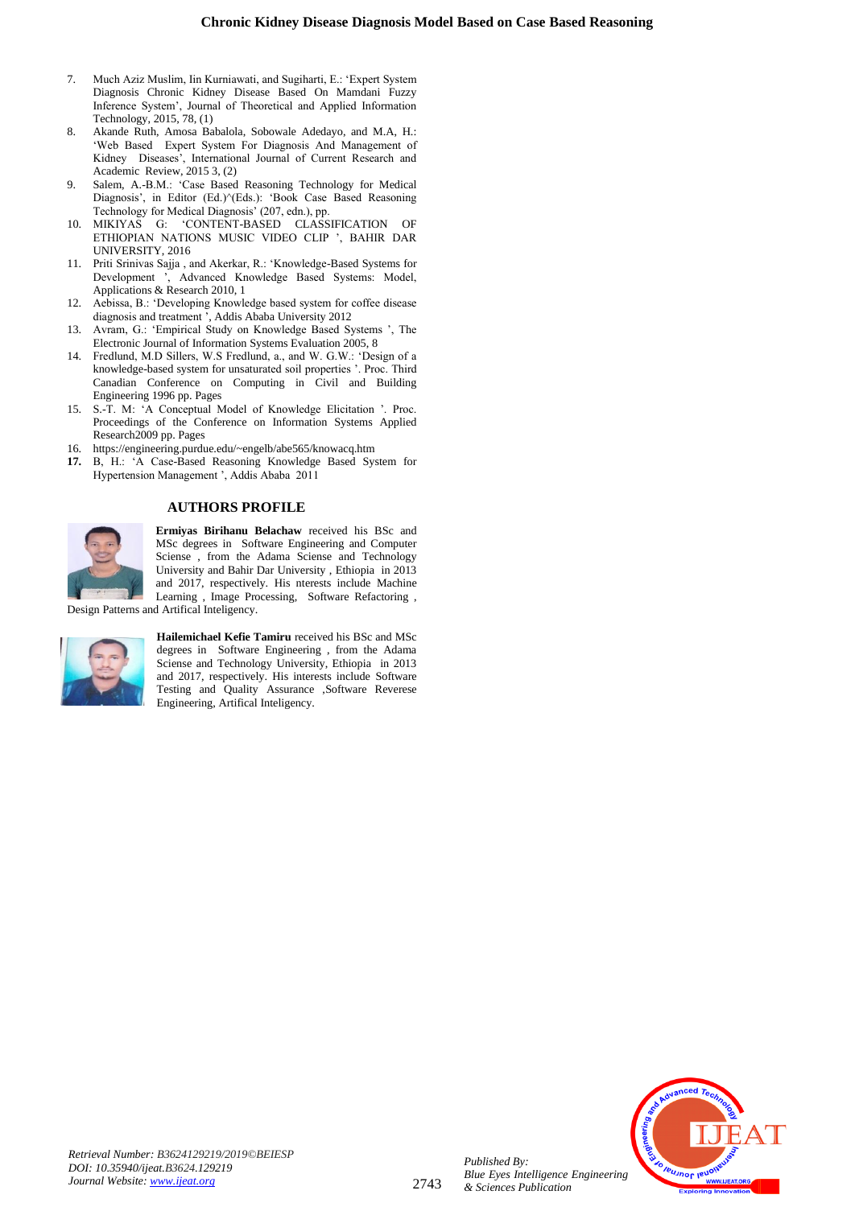7. Much Aziz Muslim, Iin Kurniawati, and Sugiharti, E.: 'Expert System Diagnosis Chronic Kidney Disease Based On Mamdani Fuzzy Inference System', Journal of Theoretical and Applied Information Technology, 2015, 78, (1)
8. Akande Ruth, Amosa Babalola, Sobowale Adedayo, and M.A, H.: 'Web Based Expert System For Diagnosis And Management of Kidney Diseases', International Journal of Current Research and Academic Review, 2015 3, (2)
9. Salem, A.-B.M.: 'Case Based Reasoning Technology for Medical Diagnosis', in Editor (Ed.)^(Eds.): 'Book Case Based Reasoning Technology for Medical Diagnosis' (207, edn.), pp.
10. MIKIYAS G: 'CONTENT-BASED CLASSIFICATION OF ETHIOPIAN NATIONS MUSIC VIDEO CLIP ', BAHIR DAR UNIVERSITY, 2016
11. Priti Srinivas Sajja , and Akerkar, R.: 'Knowledge-Based Systems for Development ', Advanced Knowledge Based Systems: Model, Applications & Research 2010, 1
12. Aebissa, B.: 'Developing Knowledge based system for coffee disease diagnosis and treatment ', Addis Ababa University 2012
13. Avram, G.: 'Empirical Study on Knowledge Based Systems ', The Electronic Journal of Information Systems Evaluation 2005, 8
14. Fredlund, M.D Sillers, W.S Fredlund, a., and W. G.W.: 'Design of a knowledge-based system for unsaturated soil properties '. Proc. Third Canadian Conference on Computing in Civil and Building Engineering 1996 pp. Pages
15. S.-T. M: 'A Conceptual Model of Knowledge Elicitation '. Proc. Proceedings of the Conference on Information Systems Applied Research2009 pp. Pages
16. https://engineering.purdue.edu/~engelb/abe565/knowacq.htm
17. B, H.: 'A Case-Based Reasoning Knowledge Based System for Hypertension Management ', Addis Ababa 2011

## AUTHORS PROFILE

**Ermiyas Birihanu Belachaw** received his BSc and MSc degrees in Software Engineering and Computer Sciense , from the Adama Sciense and Technology University and Bahir Dar University , Ethiopia in 2013 and 2017, respectively. His nterests include Machine Learning , Image Processing, Software Refactoring , Design Patterns and Artifical Inteligency.

**Hailemichael Kefie Tamiru** received his BSc and MSc degrees in Software Engineering , from the Adama Sciense and Technology University, Ethiopia in 2013 and 2017, respectively. His interests include Software Testing and Quality Assurance ,Software Revere­se Engineering, Artifical Inteligency.